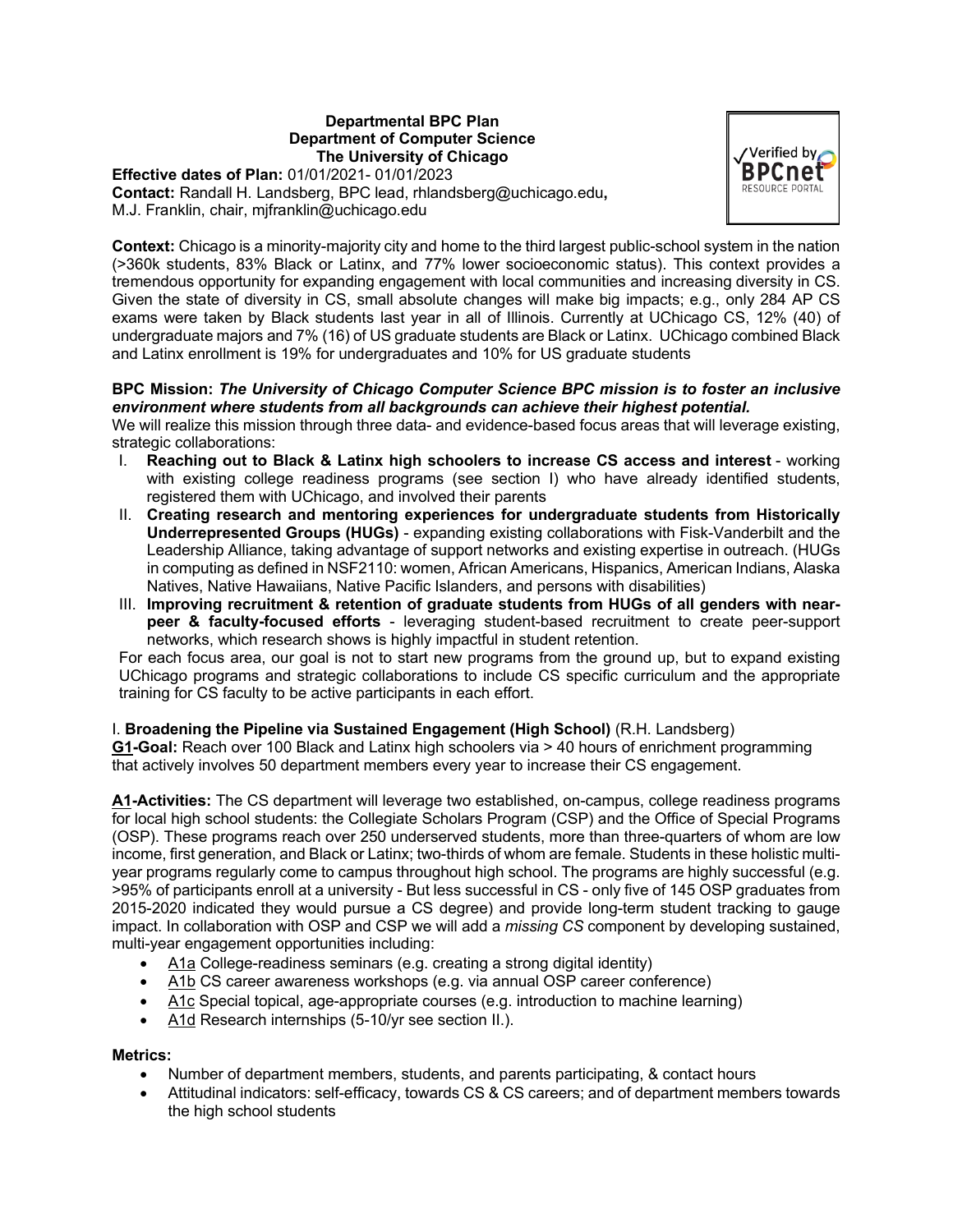**Departmental BPC Plan**
**Department of Computer Science**
**The University of Chicago**

**Effective dates of Plan:** 01/01/2021- 01/01/2023
**Contact:** Randall H. Landsberg, BPC lead, rhlandsberg@uchicago.edu**,**
M.J. Franklin, chair, mjfranklin@uchicago.edu

✓Verified by BPCnet RESOURCE PORTAL

**Context:** Chicago is a minority-majority city and home to the third largest public-school system in the nation (>360k students, 83% Black or Latinx, and 77% lower socioeconomic status). This context provides a tremendous opportunity for expanding engagement with local communities and increasing diversity in CS. Given the state of diversity in CS, small absolute changes will make big impacts; e.g., only 284 AP CS exams were taken by Black students last year in all of Illinois. Currently at UChicago CS, 12% (40) of undergraduate majors and 7% (16) of US graduate students are Black or Latinx. UChicago combined Black and Latinx enrollment is 19% for undergraduates and 10% for US graduate students

**BPC Mission:** ***The University of Chicago Computer Science BPC mission is to foster an inclusive environment where students from all backgrounds can achieve their highest potential.***
We will realize this mission through three data- and evidence-based focus areas that will leverage existing, strategic collaborations:

I. **Reaching out to Black & Latinx high schoolers to increase CS access and interest** - working with existing college readiness programs (see section I) who have already identified students, registered them with UChicago, and involved their parents
II. **Creating research and mentoring experiences for undergraduate students from Historically Underrepresented Groups (HUGs)** - expanding existing collaborations with Fisk-Vanderbilt and the Leadership Alliance, taking advantage of support networks and existing expertise in outreach. (HUGs in computing as defined in NSF2110: women, African Americans, Hispanics, American Indians, Alaska Natives, Native Hawaiians, Native Pacific Islanders, and persons with disabilities)
III. **Improving recruitment & retention of graduate students from HUGs of all genders with near-peer & faculty-focused efforts** - leveraging student-based recruitment to create peer-support networks, which research shows is highly impactful in student retention.

For each focus area, our goal is not to start new programs from the ground up, but to expand existing UChicago programs and strategic collaborations to include CS specific curriculum and the appropriate training for CS faculty to be active participants in each effort.

I. **Broadening the Pipeline via Sustained Engagement (High School)** (R.H. Landsberg)

**G1-Goal:** Reach over 100 Black and Latinx high schoolers via > 40 hours of enrichment programming that actively involves 50 department members every year to increase their CS engagement.

**A1-Activities:** The CS department will leverage two established, on-campus, college readiness programs for local high school students: the Collegiate Scholars Program (CSP) and the Office of Special Programs (OSP). These programs reach over 250 underserved students, more than three-quarters of whom are low income, first generation, and Black or Latinx; two-thirds of whom are female. Students in these holistic multi-year programs regularly come to campus throughout high school. The programs are highly successful (e.g. >95% of participants enroll at a university - But less successful in CS - only five of 145 OSP graduates from 2015-2020 indicated they would pursue a CS degree) and provide long-term student tracking to gauge impact. In collaboration with OSP and CSP we will add a *missing CS* component by developing sustained, multi-year engagement opportunities including:

- A1a College-readiness seminars (e.g. creating a strong digital identity)
- A1b CS career awareness workshops (e.g. via annual OSP career conference)
- A1c Special topical, age-appropriate courses (e.g. introduction to machine learning)
- A1d Research internships (5-10/yr see section II.).

**Metrics:**

- Number of department members, students, and parents participating, & contact hours
- Attitudinal indicators: self-efficacy, towards CS & CS careers; and of department members towards the high school students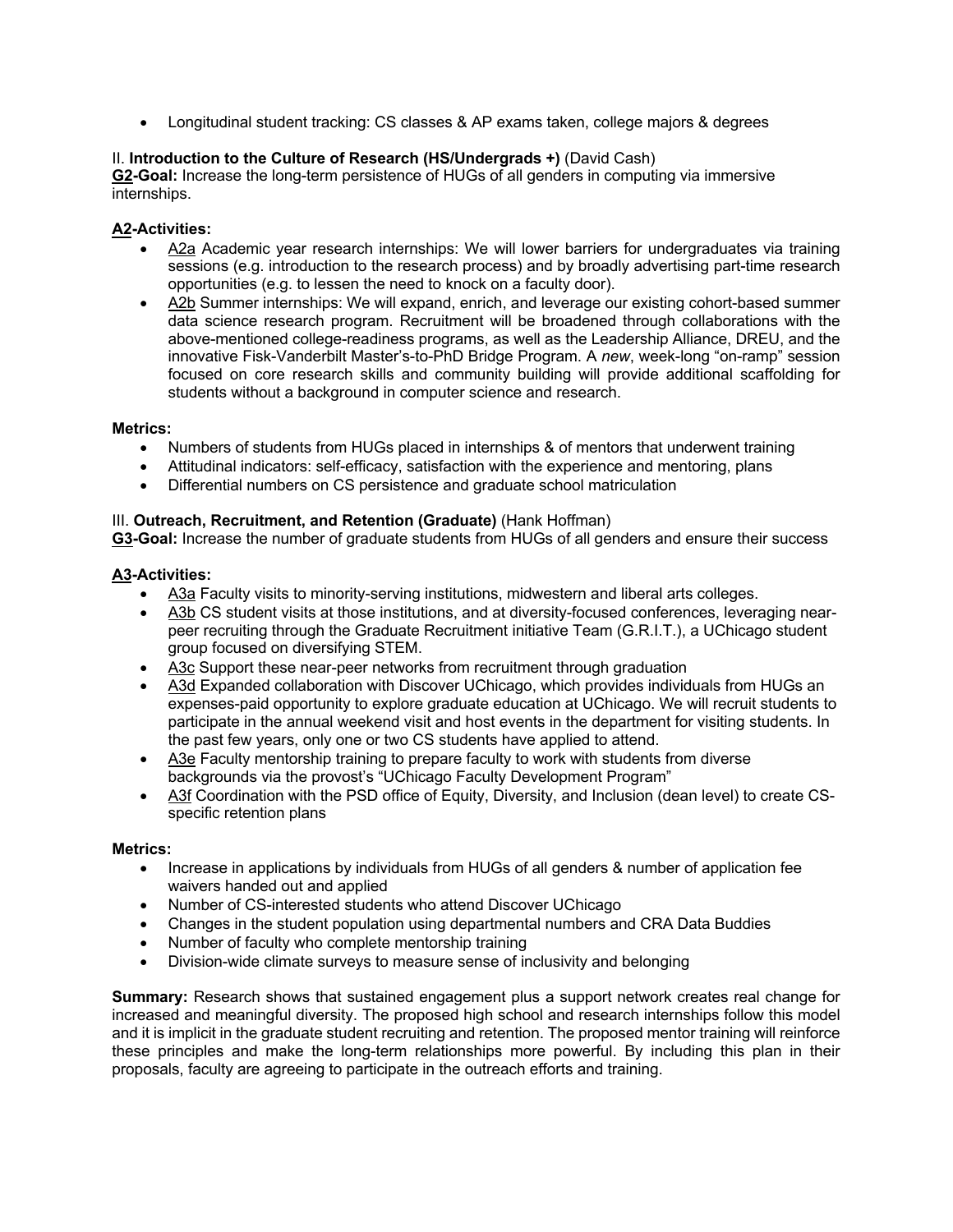- Longitudinal student tracking: CS classes & AP exams taken, college majors & degrees

II. **Introduction to the Culture of Research (HS/Undergrads +)** (David Cash)
**G2-Goal:** Increase the long-term persistence of HUGs of all genders in computing via immersive internships.

**A2-Activities:**

- A2a Academic year research internships: We will lower barriers for undergraduates via training sessions (e.g. introduction to the research process) and by broadly advertising part-time research opportunities (e.g. to lessen the need to knock on a faculty door).
- A2b Summer internships: We will expand, enrich, and leverage our existing cohort-based summer data science research program. Recruitment will be broadened through collaborations with the above-mentioned college-readiness programs, as well as the Leadership Alliance, DREU, and the innovative Fisk-Vanderbilt Master's-to-PhD Bridge Program. A *new*, week-long "on-ramp" session focused on core research skills and community building will provide additional scaffolding for students without a background in computer science and research.

**Metrics:**

- Numbers of students from HUGs placed in internships & of mentors that underwent training
- Attitudinal indicators: self-efficacy, satisfaction with the experience and mentoring, plans
- Differential numbers on CS persistence and graduate school matriculation

III. **Outreach, Recruitment, and Retention (Graduate)** (Hank Hoffman)
**G3-Goal:** Increase the number of graduate students from HUGs of all genders and ensure their success

**A3-Activities:**

- A3a Faculty visits to minority-serving institutions, midwestern and liberal arts colleges.
- A3b CS student visits at those institutions, and at diversity-focused conferences, leveraging near-peer recruiting through the Graduate Recruitment initiative Team (G.R.I.T.), a UChicago student group focused on diversifying STEM.
- A3c Support these near-peer networks from recruitment through graduation
- A3d Expanded collaboration with Discover UChicago, which provides individuals from HUGs an expenses-paid opportunity to explore graduate education at UChicago. We will recruit students to participate in the annual weekend visit and host events in the department for visiting students. In the past few years, only one or two CS students have applied to attend.
- A3e Faculty mentorship training to prepare faculty to work with students from diverse backgrounds via the provost's "UChicago Faculty Development Program"
- A3f Coordination with the PSD office of Equity, Diversity, and Inclusion (dean level) to create CS-specific retention plans

**Metrics:**

- Increase in applications by individuals from HUGs of all genders & number of application fee waivers handed out and applied
- Number of CS-interested students who attend Discover UChicago
- Changes in the student population using departmental numbers and CRA Data Buddies
- Number of faculty who complete mentorship training
- Division-wide climate surveys to measure sense of inclusivity and belonging

**Summary:** Research shows that sustained engagement plus a support network creates real change for increased and meaningful diversity. The proposed high school and research internships follow this model and it is implicit in the graduate student recruiting and retention. The proposed mentor training will reinforce these principles and make the long-term relationships more powerful. By including this plan in their proposals, faculty are agreeing to participate in the outreach efforts and training.